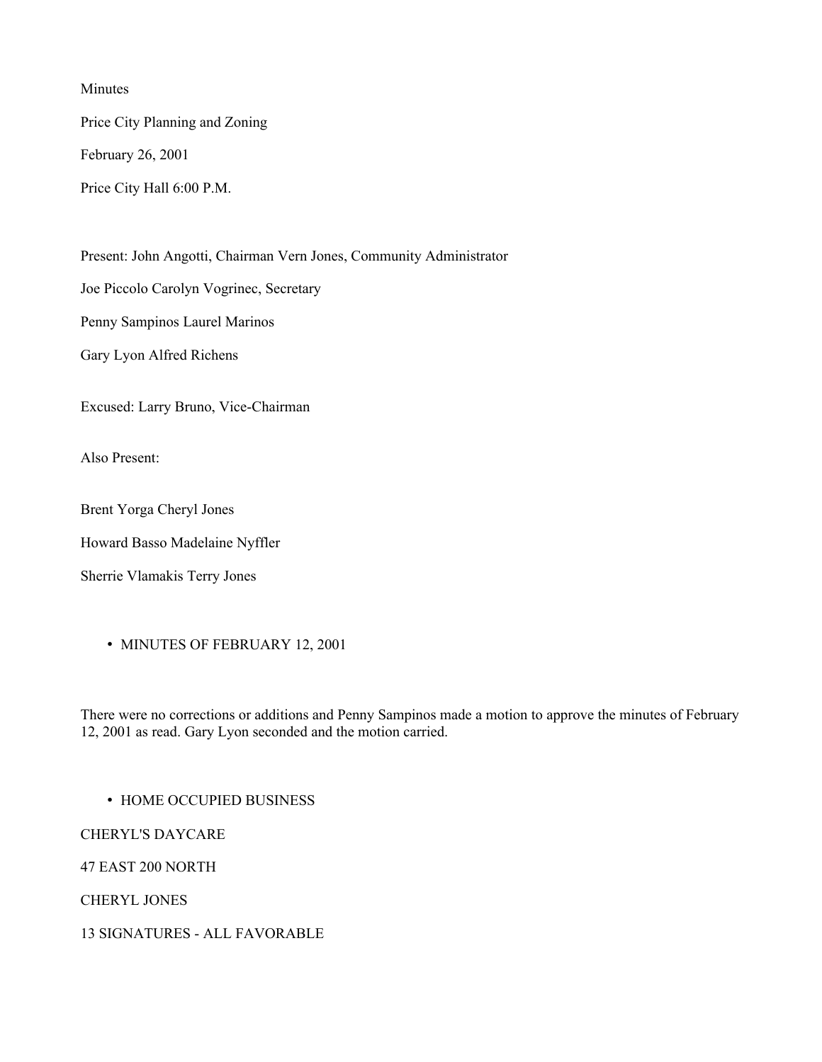Minutes

Price City Planning and Zoning

February 26, 2001

Price City Hall 6:00 P.M.

Present: John Angotti, Chairman Vern Jones, Community Administrator

Joe Piccolo Carolyn Vogrinec, Secretary

Penny Sampinos Laurel Marinos

Gary Lyon Alfred Richens

Excused: Larry Bruno, Vice-Chairman

Also Present:

Brent Yorga Cheryl Jones

Howard Basso Madelaine Nyffler

Sherrie Vlamakis Terry Jones

- MINUTES OF FEBRUARY 12, 2001

There were no corrections or additions and Penny Sampinos made a motion to approve the minutes of February 12, 2001 as read. Gary Lyon seconded and the motion carried.

- HOME OCCUPIED BUSINESS

CHERYL'S DAYCARE

47 EAST 200 NORTH

CHERYL JONES

13 SIGNATURES - ALL FAVORABLE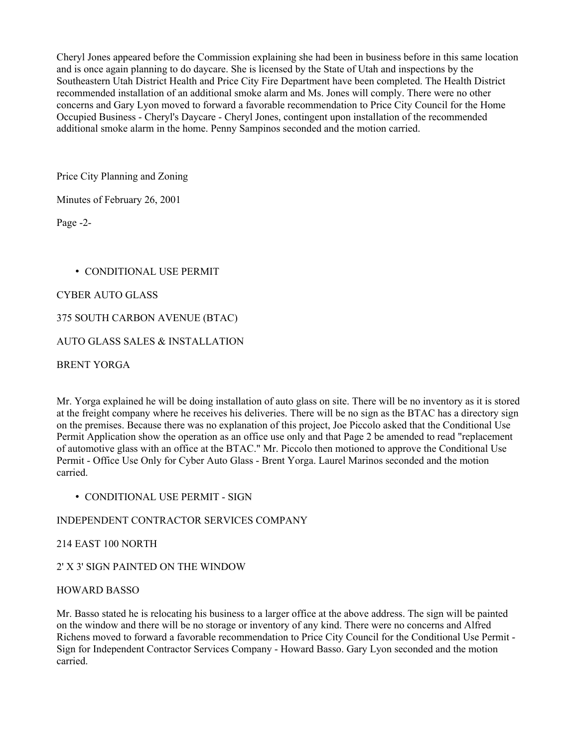Cheryl Jones appeared before the Commission explaining she had been in business before in this same location and is once again planning to do daycare. She is licensed by the State of Utah and inspections by the Southeastern Utah District Health and Price City Fire Department have been completed. The Health District recommended installation of an additional smoke alarm and Ms. Jones will comply. There were no other concerns and Gary Lyon moved to forward a favorable recommendation to Price City Council for the Home Occupied Business - Cheryl's Daycare - Cheryl Jones, contingent upon installation of the recommended additional smoke alarm in the home. Penny Sampinos seconded and the motion carried.

- CONDITIONAL USE PERMIT

CYBER AUTO GLASS

375 SOUTH CARBON AVENUE (BTAC)

AUTO GLASS SALES & INSTALLATION

BRENT YORGA

Mr. Yorga explained he will be doing installation of auto glass on site. There will be no inventory as it is stored at the freight company where he receives his deliveries. There will be no sign as the BTAC has a directory sign on the premises. Because there was no explanation of this project, Joe Piccolo asked that the Conditional Use Permit Application show the operation as an office use only and that Page 2 be amended to read "replacement of automotive glass with an office at the BTAC." Mr. Piccolo then motioned to approve the Conditional Use Permit - Office Use Only for Cyber Auto Glass - Brent Yorga. Laurel Marinos seconded and the motion carried.

- CONDITIONAL USE PERMIT - SIGN

INDEPENDENT CONTRACTOR SERVICES COMPANY

214 EAST 100 NORTH

2' X 3' SIGN PAINTED ON THE WINDOW

HOWARD BASSO

Mr. Basso stated he is relocating his business to a larger office at the above address. The sign will be painted on the window and there will be no storage or inventory of any kind. There were no concerns and Alfred Richens moved to forward a favorable recommendation to Price City Council for the Conditional Use Permit - Sign for Independent Contractor Services Company - Howard Basso. Gary Lyon seconded and the motion carried.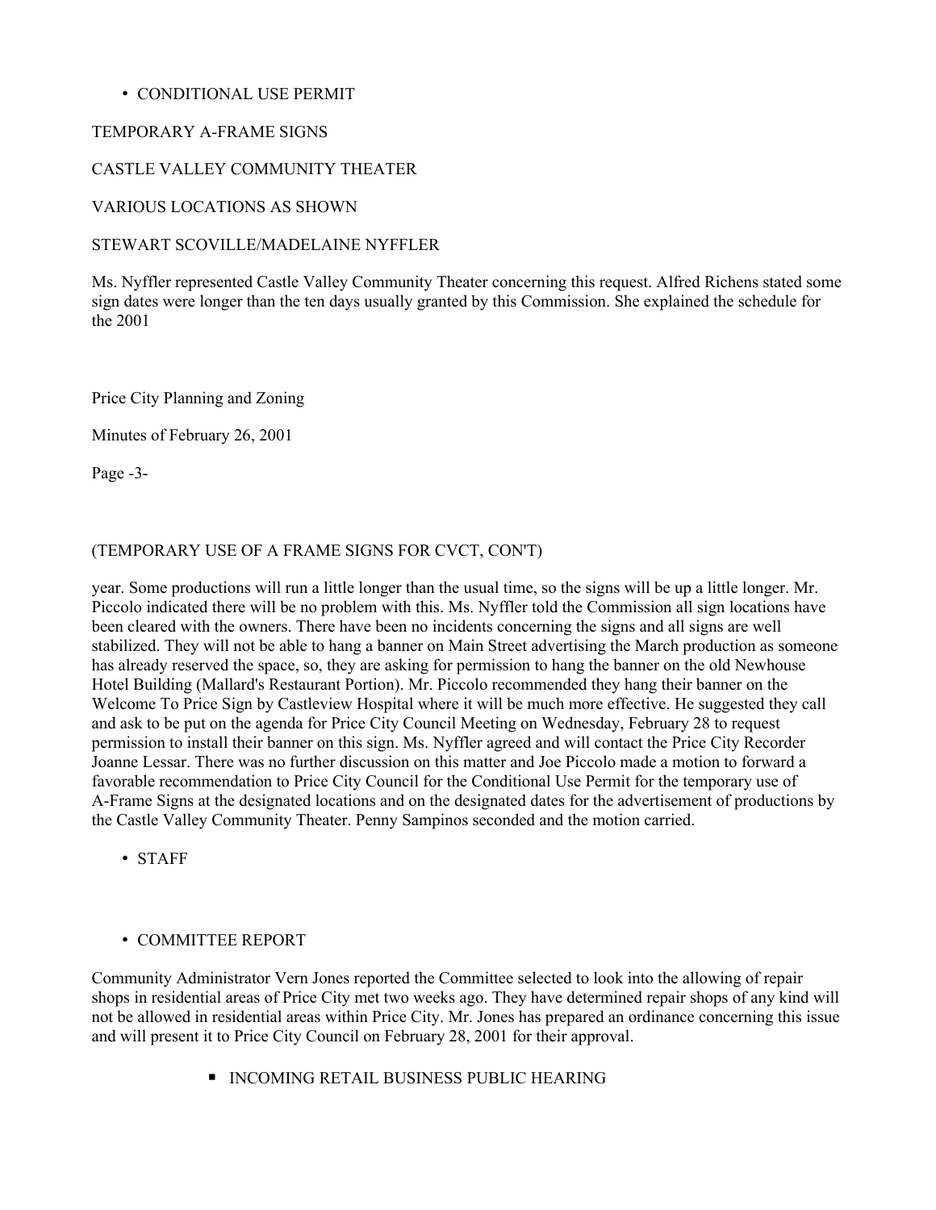- CONDITIONAL USE PERMIT

TEMPORARY A-FRAME SIGNS

CASTLE VALLEY COMMUNITY THEATER

VARIOUS LOCATIONS AS SHOWN

STEWART SCOVILLE/MADELAINE NYFFLER

Ms. Nyffler represented Castle Valley Community Theater concerning this request. Alfred Richens stated some sign dates were longer than the ten days usually granted by this Commission. She explained the schedule for the 2001

(TEMPORARY USE OF A FRAME SIGNS FOR CVCT, CON'T)

year. Some productions will run a little longer than the usual time, so the signs will be up a little longer. Mr. Piccolo indicated there will be no problem with this. Ms. Nyffler told the Commission all sign locations have been cleared with the owners. There have been no incidents concerning the signs and all signs are well stabilized. They will not be able to hang a banner on Main Street advertising the March production as someone has already reserved the space, so, they are asking for permission to hang the banner on the old Newhouse Hotel Building (Mallard's Restaurant Portion). Mr. Piccolo recommended they hang their banner on the Welcome To Price Sign by Castleview Hospital where it will be much more effective. He suggested they call and ask to be put on the agenda for Price City Council Meeting on Wednesday, February 28 to request permission to install their banner on this sign. Ms. Nyffler agreed and will contact the Price City Recorder Joanne Lessar. There was no further discussion on this matter and Joe Piccolo made a motion to forward a favorable recommendation to Price City Council for the Conditional Use Permit for the temporary use of A-Frame Signs at the designated locations and on the designated dates for the advertisement of productions by the Castle Valley Community Theater. Penny Sampinos seconded and the motion carried.

- STAFF

- COMMITTEE REPORT

Community Administrator Vern Jones reported the Committee selected to look into the allowing of repair shops in residential areas of Price City met two weeks ago. They have determined repair shops of any kind will not be allowed in residential areas within Price City. Mr. Jones has prepared an ordinance concerning this issue and will present it to Price City Council on February 28, 2001 for their approval.

    - INCOMING RETAIL BUSINESS PUBLIC HEARING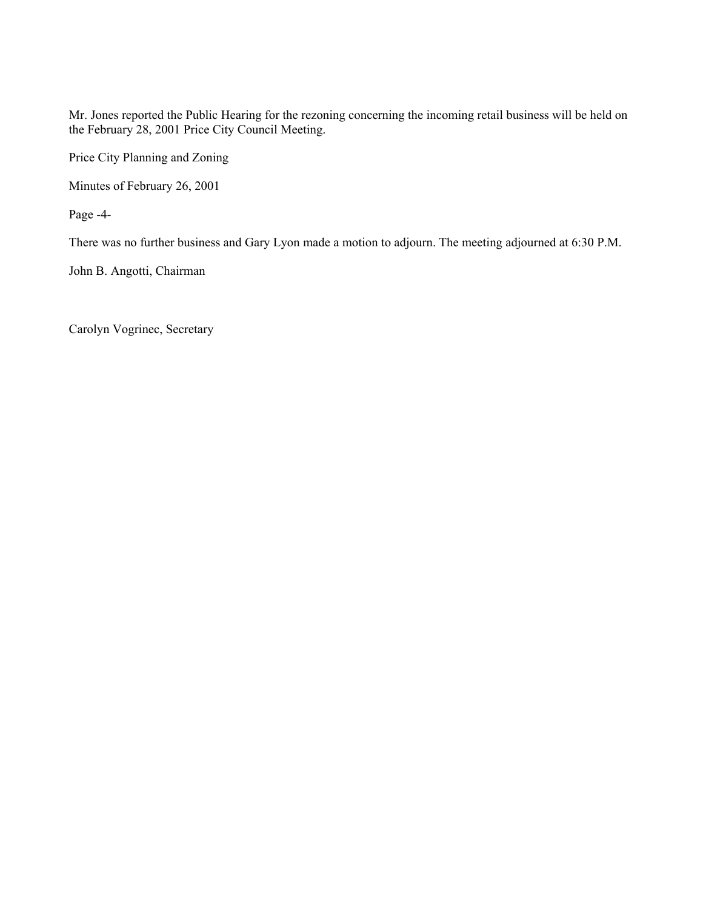Mr. Jones reported the Public Hearing for the rezoning concerning the incoming retail business will be held on the February 28, 2001 Price City Council Meeting.

There was no further business and Gary Lyon made a motion to adjourn. The meeting adjourned at 6:30 P.M.

John B. Angotti, Chairman

Carolyn Vogrinec, Secretary